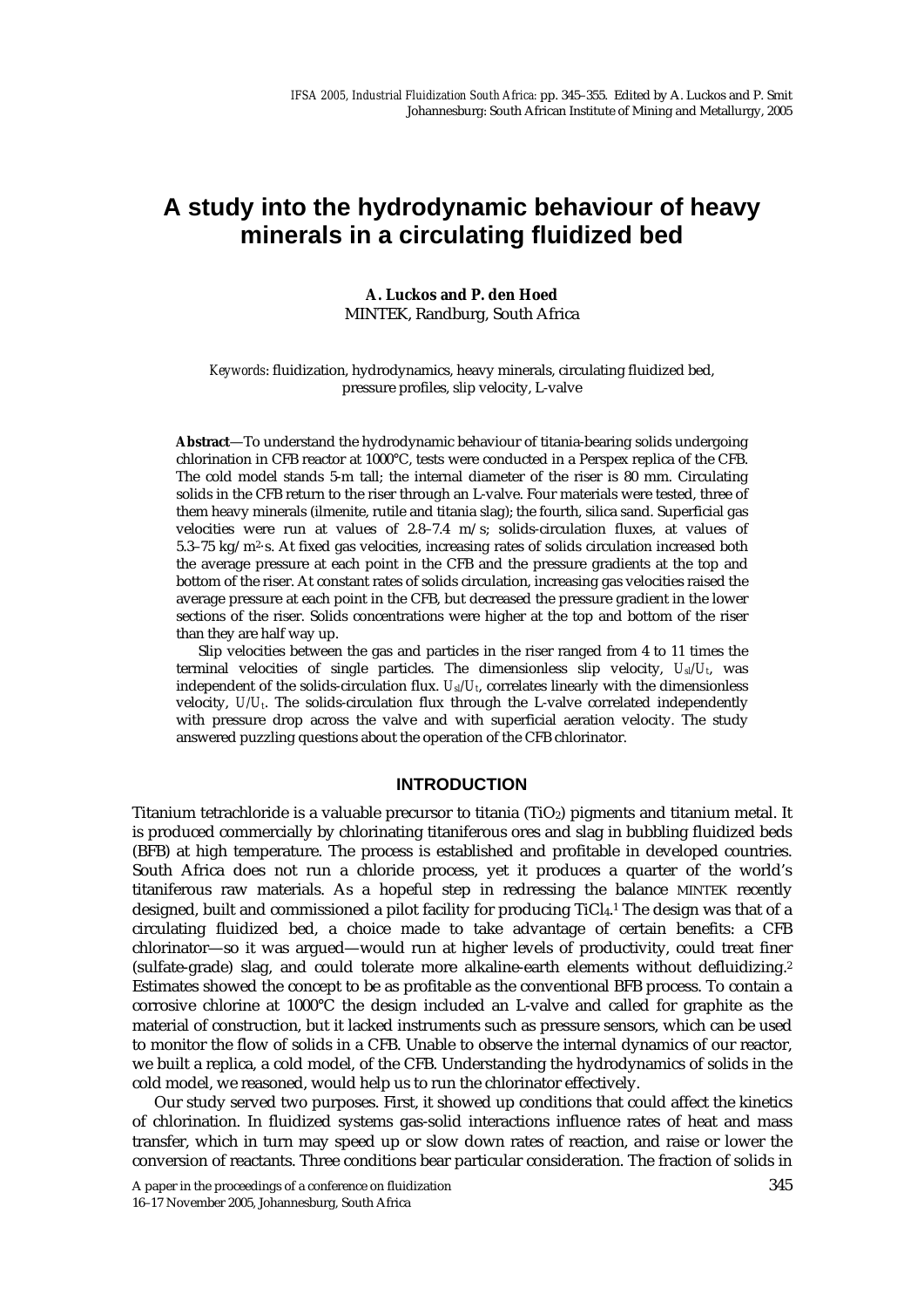# A study into the hydrodynamic behaviour of heavy minerals in a circulating fluidized bed

**A. Luckos and P. den Hoed**
MINTEK, Randburg, South Africa

*Keywords*: fluidization, hydrodynamics, heavy minerals, circulating fluidized bed, pressure profiles, slip velocity, L-valve

**Abstract**—To understand the hydrodynamic behaviour of titania-bearing solids undergoing chlorination in CFB reactor at 1000°C, tests were conducted in a Perspex replica of the CFB. The cold model stands 5-m tall; the internal diameter of the riser is 80 mm. Circulating solids in the CFB return to the riser through an L-valve. Four materials were tested, three of them heavy minerals (ilmenite, rutile and titania slag); the fourth, silica sand. Superficial gas velocities were run at values of 2.8–7.4 m/s; solids-circulation fluxes, at values of 5.3–75 kg/m$^2$·s. At fixed gas velocities, increasing rates of solids circulation increased both the average pressure at each point in the CFB and the pressure gradients at the top and bottom of the riser. At constant rates of solids circulation, increasing gas velocities raised the average pressure at each point in the CFB, but decreased the pressure gradient in the lower sections of the riser. Solids concentrations were higher at the top and bottom of the riser than they are half way up.

Slip velocities between the gas and particles in the riser ranged from 4 to 11 times the terminal velocities of single particles. The dimensionless slip velocity, $U_{sl}/U_t$, was independent of the solids-circulation flux. $U_{sl}/U_t$, correlates linearly with the dimensionless velocity, $U/U_t$. The solids-circulation flux through the L-valve correlated independently with pressure drop across the valve and with superficial aeration velocity. The study answered puzzling questions about the operation of the CFB chlorinator.

## INTRODUCTION

Titanium tetrachloride is a valuable precursor to titania ($TiO_2$) pigments and titanium metal. It is produced commercially by chlorinating titaniferous ores and slag in bubbling fluidized beds (BFB) at high temperature. The process is established and profitable in developed countries. South Africa does not run a chloride process, yet it produces a quarter of the world's titaniferous raw materials. As a hopeful step in redressing the balance MINTEK recently designed, built and commissioned a pilot facility for producing $TiCl_4$.[1] The design was that of a circulating fluidized bed, a choice made to take advantage of certain benefits: a CFB chlorinator—so it was argued—would run at higher levels of productivity, could treat finer (sulfate-grade) slag, and could tolerate more alkaline-earth elements without defluidizing.[2] Estimates showed the concept to be as profitable as the conventional BFB process. To contain a corrosive chlorine at 1000°C the design included an L-valve and called for graphite as the material of construction, but it lacked instruments such as pressure sensors, which can be used to monitor the flow of solids in a CFB. Unable to observe the internal dynamics of our reactor, we built a replica, a cold model, of the CFB. Understanding the hydrodynamics of solids in the cold model, we reasoned, would help us to run the chlorinator effectively.

Our study served two purposes. First, it showed up conditions that could affect the kinetics of chlorination. In fluidized systems gas-solid interactions influence rates of heat and mass transfer, which in turn may speed up or slow down rates of reaction, and raise or lower the conversion of reactants. Three conditions bear particular consideration. The fraction of solids in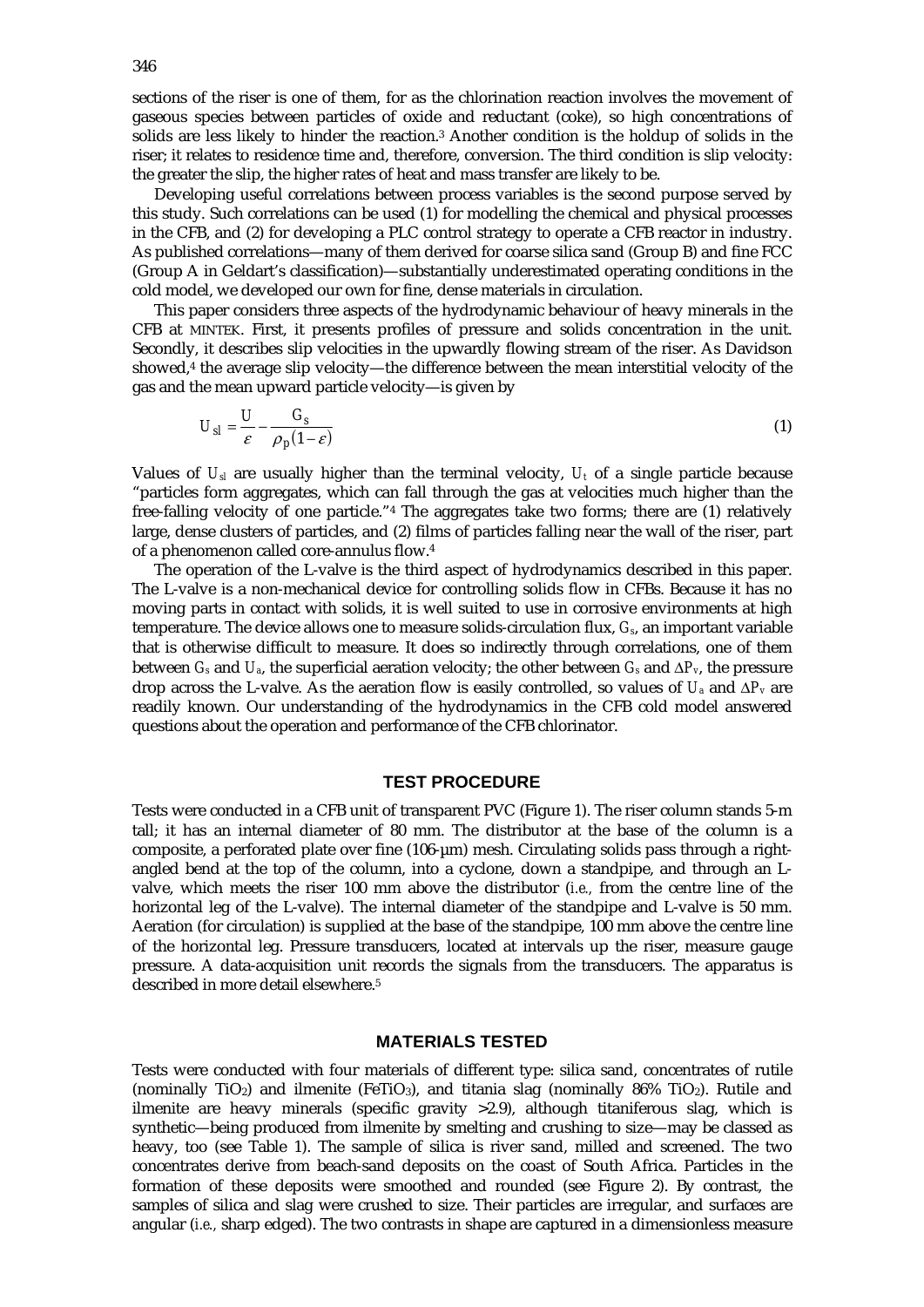sections of the riser is one of them, for as the chlorination reaction involves the movement of gaseous species between particles of oxide and reductant (coke), so high concentrations of solids are less likely to hinder the reaction.[3] Another condition is the holdup of solids in the riser; it relates to residence time and, therefore, conversion. The third condition is slip velocity: the greater the slip, the higher rates of heat and mass transfer are likely to be.

Developing useful correlations between process variables is the second purpose served by this study. Such correlations can be used (1) for modelling the chemical and physical processes in the CFB, and (2) for developing a PLC control strategy to operate a CFB reactor in industry. As published correlations—many of them derived for coarse silica sand (Group B) and fine FCC (Group A in Geldart's classification)—substantially underestimated operating conditions in the cold model, we developed our own for fine, dense materials in circulation.

This paper considers three aspects of the hydrodynamic behaviour of heavy minerals in the CFB at MINTEK. First, it presents profiles of pressure and solids concentration in the unit. Secondly, it describes slip velocities in the upwardly flowing stream of the riser. As Davidson showed,[4] the average slip velocity—the difference between the mean interstitial velocity of the gas and the mean upward particle velocity—is given by

$$U_{sl} = \frac{U}{\varepsilon} - \frac{G_s}{\rho_p(1-\varepsilon)} \tag{1}$$

Values of $U_{sl}$ are usually higher than the terminal velocity, $U_t$ of a single particle because "particles form aggregates, which can fall through the gas at velocities much higher than the free-falling velocity of one particle."[4] The aggregates take two forms; there are (1) relatively large, dense clusters of particles, and (2) films of particles falling near the wall of the riser, part of a phenomenon called core-annulus flow.[4]

The operation of the L-valve is the third aspect of hydrodynamics described in this paper. The L-valve is a non-mechanical device for controlling solids flow in CFBs. Because it has no moving parts in contact with solids, it is well suited to use in corrosive environments at high temperature. The device allows one to measure solids-circulation flux, $G_s$, an important variable that is otherwise difficult to measure. It does so indirectly through correlations, one of them between $G_s$ and $U_a$, the superficial aeration velocity; the other between $G_s$ and $\Delta P_v$, the pressure drop across the L-valve. As the aeration flow is easily controlled, so values of $U_a$ and $\Delta P_v$ are readily known. Our understanding of the hydrodynamics in the CFB cold model answered questions about the operation and performance of the CFB chlorinator.

## TEST PROCEDURE

Tests were conducted in a CFB unit of transparent PVC (Figure 1). The riser column stands 5-m tall; it has an internal diameter of 80 mm. The distributor at the base of the column is a composite, a perforated plate over fine (106-µm) mesh. Circulating solids pass through a right-angled bend at the top of the column, into a cyclone, down a standpipe, and through an L-valve, which meets the riser 100 mm above the distributor (*i.e.*, from the centre line of the horizontal leg of the L-valve). The internal diameter of the standpipe and L-valve is 50 mm. Aeration (for circulation) is supplied at the base of the standpipe, 100 mm above the centre line of the horizontal leg. Pressure transducers, located at intervals up the riser, measure gauge pressure. A data-acquisition unit records the signals from the transducers. The apparatus is described in more detail elsewhere.[5]

## MATERIALS TESTED

Tests were conducted with four materials of different type: silica sand, concentrates of rutile (nominally $TiO_2$) and ilmenite ($FeTiO_3$), and titania slag (nominally 86% $TiO_2$). Rutile and ilmenite are heavy minerals (specific gravity >2.9), although titaniferous slag, which is synthetic—being produced from ilmenite by smelting and crushing to size—may be classed as heavy, too (see Table 1). The sample of silica is river sand, milled and screened. The two concentrates derive from beach-sand deposits on the coast of South Africa. Particles in the formation of these deposits were smoothed and rounded (see Figure 2). By contrast, the samples of silica and slag were crushed to size. Their particles are irregular, and surfaces are angular (*i.e.*, sharp edged). The two contrasts in shape are captured in a dimensionless measure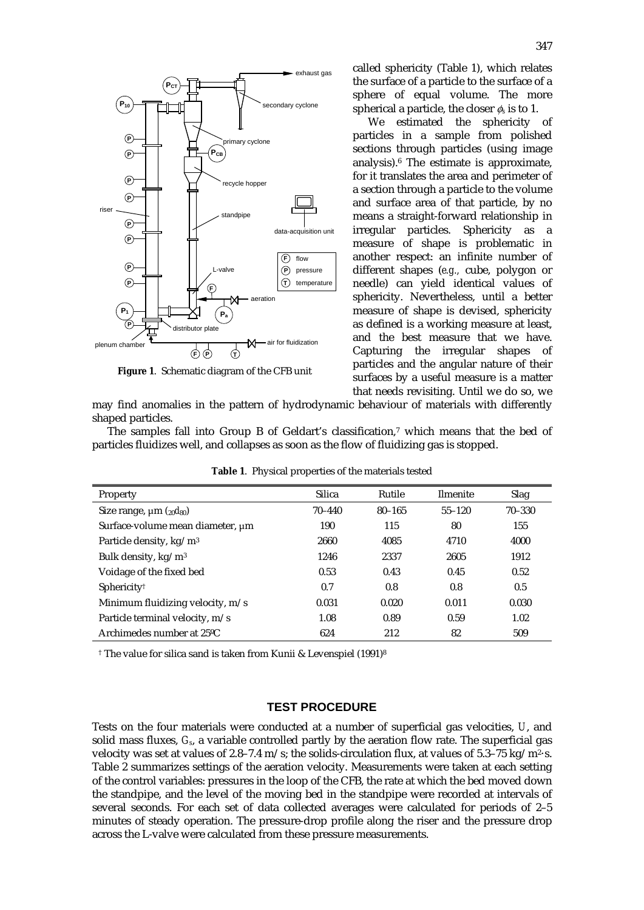Figure 1. Schematic diagram of the CFB unit

called sphericity (Table 1), which relates the surface of a particle to the surface of a sphere of equal volume. The more spherical a particle, the closer $\phi_s$ is to 1.

We estimated the sphericity of particles in a sample from polished sections through particles (using image analysis).[6] The estimate is approximate, for it translates the area and perimeter of a section through a particle to the volume and surface area of that particle, by no means a straight-forward relationship in irregular particles. Sphericity as a measure of shape is problematic in another respect: an infinite number of different shapes (*e.g.*, cube, polygon or needle) can yield identical values of sphericity. Nevertheless, until a better measure of shape is devised, sphericity as defined is a working measure at least, and the best measure that we have. Capturing the irregular shapes of particles and the angular nature of their surfaces by a useful measure is a matter that needs revisiting. Until we do so, we may find anomalies in the pattern of hydrodynamic behaviour of materials with differently shaped particles.

The samples fall into Group B of Geldart's classification,[7] which means that the bed of particles fluidizes well, and collapses as soon as the flow of fluidizing gas is stopped.

**Table 1**. Physical properties of the materials tested

| Property | Silica | Rutile | Ilmenite | Slag |
|---|---|---|---|---|
| Size range, μm ($_{20}d_{80}$) | 70–440 | 80–165 | 55–120 | 70–330 |
| Surface-volume mean diameter, μm | 190 | 115 | 80 | 155 |
| Particle density, kg/m$^3$ | 2660 | 4085 | 4710 | 4000 |
| Bulk density, kg/m$^3$ | 1246 | 2337 | 2605 | 1912 |
| Voidage of the fixed bed | 0.53 | 0.43 | 0.45 | 0.52 |
| Sphericity† | 0.7 | 0.8 | 0.8 | 0.5 |
| Minimum fluidizing velocity, m/s | 0.031 | 0.020 | 0.011 | 0.030 |
| Particle terminal velocity, m/s | 1.08 | 0.89 | 0.59 | 1.02 |
| Archimedes number at 25ºC | 624 | 212 | 82 | 509 |

† The value for silica sand is taken from Kunii & Levenspiel (1991)[8]

## TEST PROCEDURE

Tests on the four materials were conducted at a number of superficial gas velocities, $U$, and solid mass fluxes, $G_s$, a variable controlled partly by the aeration flow rate. The superficial gas velocity was set at values of 2.8–7.4 m/s; the solids-circulation flux, at values of 5.3–75 kg/m$^2$·s. Table 2 summarizes settings of the aeration velocity. Measurements were taken at each setting of the control variables: pressures in the loop of the CFB, the rate at which the bed moved down the standpipe, and the level of the moving bed in the standpipe were recorded at intervals of several seconds. For each set of data collected averages were calculated for periods of 2–5 minutes of steady operation. The pressure-drop profile along the riser and the pressure drop across the L-valve were calculated from these pressure measurements.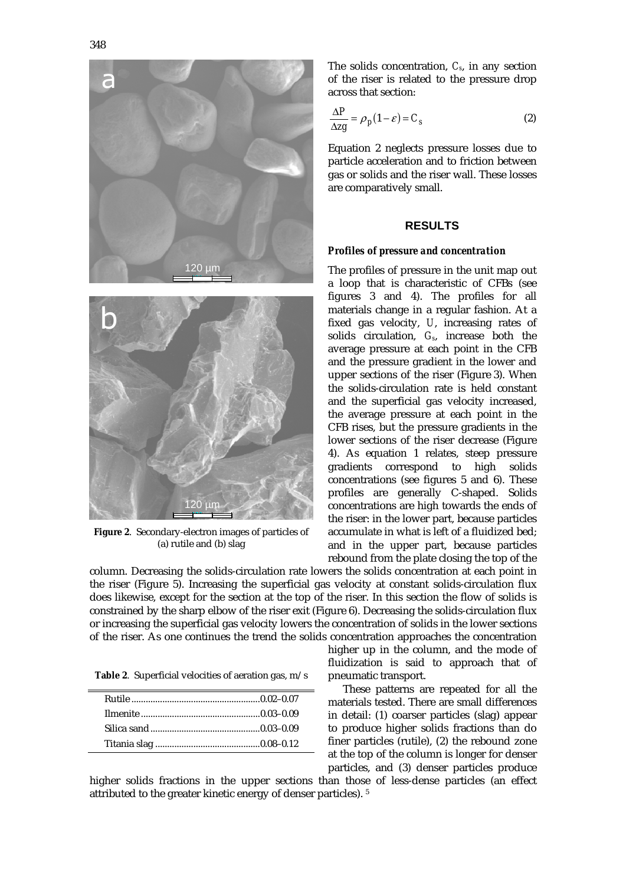**Figure 2**. Secondary-electron images of particles of (a) rutile and (b) slag

The solids concentration, $C_s$, in any section of the riser is related to the pressure drop across that section:

$$\frac{\Delta P}{\Delta z g} = \rho_p (1 - \varepsilon) = C_s \qquad (2)$$

Equation 2 neglects pressure losses due to particle acceleration and to friction between gas or solids and the riser wall. These losses are comparatively small.

## RESULTS

### *Profiles of pressure and concentration*

The profiles of pressure in the unit map out a loop that is characteristic of CFBs (see figures 3 and 4). The profiles for all materials change in a regular fashion. At a fixed gas velocity, $U$, increasing rates of solids circulation, $G_s$, increase both the average pressure at each point in the CFB and the pressure gradient in the lower and upper sections of the riser (Figure 3). When the solids-circulation rate is held constant and the superficial gas velocity increased, the average pressure at each point in the CFB rises, but the pressure gradients in the lower sections of the riser decrease (Figure 4). As equation 1 relates, steep pressure gradients correspond to high solids concentrations (see figures 5 and 6). These profiles are generally C-shaped. Solids concentrations are high towards the ends of the riser: in the lower part, because particles accumulate in what is left of a fluidized bed; and in the upper part, because particles rebound from the plate closing the top of the column. Decreasing the solids-circulation rate lowers the solids concentration at each point in the riser (Figure 5). Increasing the superficial gas velocity at constant solids-circulation flux does likewise, except for the section at the top of the riser. In this section the flow of solids is constrained by the sharp elbow of the riser exit (Figure 6). Decreasing the solids-circulation flux or increasing the superficial gas velocity lowers the concentration of solids in the lower sections of the riser. As one continues the trend the solids concentration approaches the concentration higher up in the column, and the mode of fluidization is said to approach that of pneumatic transport.

These patterns are repeated for all the materials tested. There are small differences in detail: (1) coarser particles (slag) appear to produce higher solids fractions than do finer particles (rutile), (2) the rebound zone at the top of the column is longer for denser particles, and (3) denser particles produce higher solids fractions in the upper sections than those of less-dense particles (an effect attributed to the greater kinetic energy of denser particles). [5]

**Table 2**. Superficial velocities of aeration gas, m/s

| Material | Velocity (m/s) |
|---|---|
| Rutile | 0.02–0.07 |
| Ilmenite | 0.03–0.09 |
| Silica sand | 0.03–0.09 |
| Titania slag | 0.08–0.12 |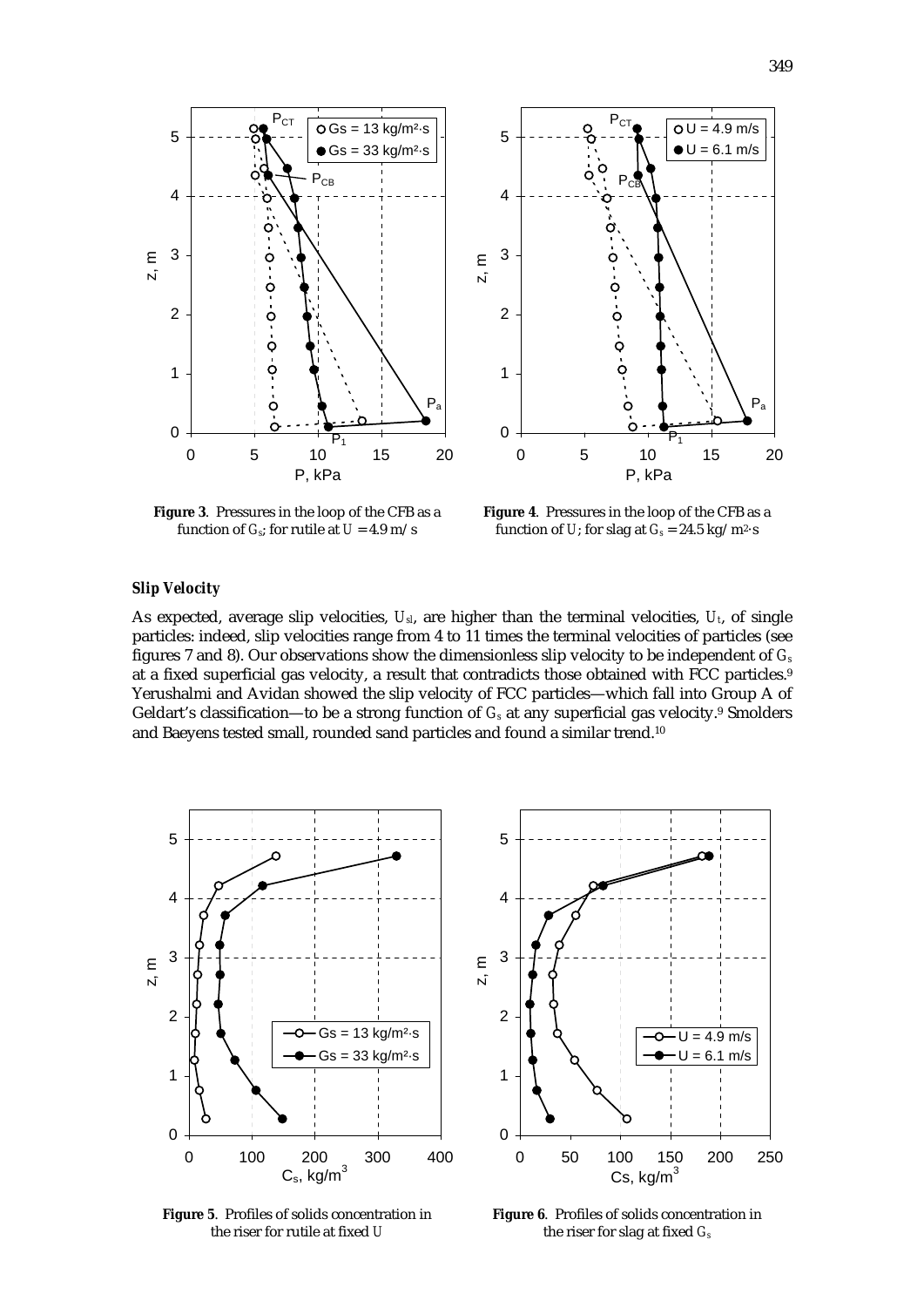**Figure 3**. Pressures in the loop of the CFB as a function of $G_s$; for rutile at $U = 4.9$ m/s

**Figure 4**. Pressures in the loop of the CFB as a function of $U$; for slag at $G_s = 24.5$ kg/m²·s

### *Slip Velocity*

As expected, average slip velocities, $U_{sl}$, are higher than the terminal velocities, $U_t$, of single particles: indeed, slip velocities range from 4 to 11 times the terminal velocities of particles (see figures 7 and 8). Our observations show the dimensionless slip velocity to be independent of $G_s$ at a fixed superficial gas velocity, a result that contradicts those obtained with FCC particles.[9] Yerushalmi and Avidan showed the slip velocity of FCC particles—which fall into Group A of Geldart's classification—to be a strong function of $G_s$ at any superficial gas velocity.[9] Smolders and Baeyens tested small, rounded sand particles and found a similar trend.[10]

**Figure 5**. Profiles of solids concentration in the riser for rutile at fixed $U$

**Figure 6**. Profiles of solids concentration in the riser for slag at fixed $G_s$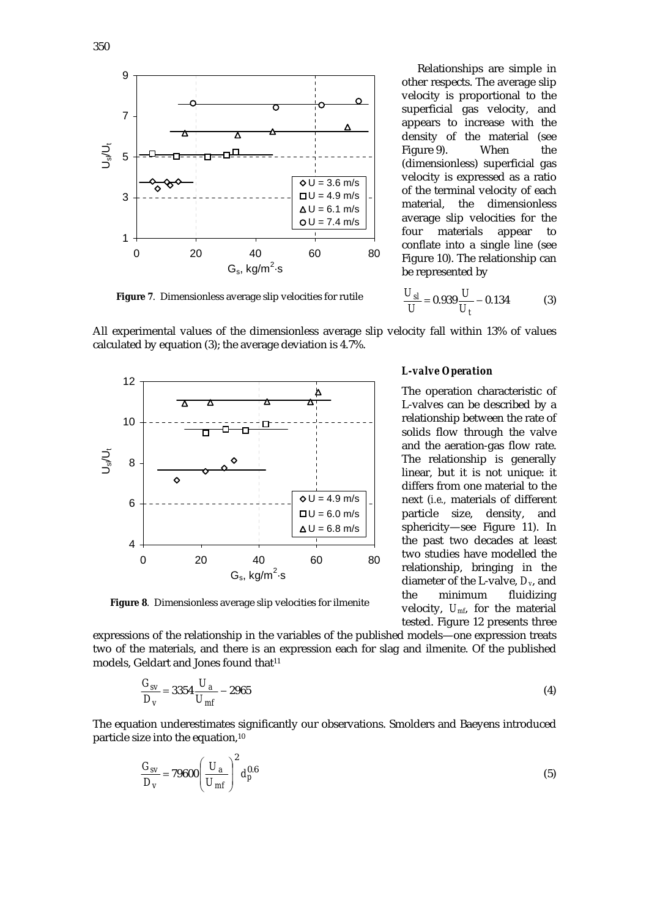**Figure 7**. Dimensionless average slip velocities for rutile

Relationships are simple in other respects. The average slip velocity is proportional to the superficial gas velocity, and appears to increase with the density of the material (see Figure 9). When the (dimensionless) superficial gas velocity is expressed as a ratio of the terminal velocity of each material, the dimensionless average slip velocities for the four materials appear to conflate into a single line (see Figure 10). The relationship can be represented by

$$\frac{U_{sl}}{U} = 0.939\frac{U}{U_t} - 0.134 \qquad (3)$$

All experimental values of the dimensionless average slip velocity fall within 13% of values calculated by equation (3); the average deviation is 4.7%.

**Figure 8**. Dimensionless average slip velocities for ilmenite

### *L-valve Operation*

The operation characteristic of L-valves can be described by a relationship between the rate of solids flow through the valve and the aeration-gas flow rate. The relationship is generally linear, but it is not unique: it differs from one material to the next (*i.e.*, materials of different particle size, density, and sphericity—see Figure 11). In the past two decades at least two studies have modelled the relationship, bringing in the diameter of the L-valve, $D_v$, and the minimum fluidizing velocity, $U_{mf}$, for the material tested. Figure 12 presents three expressions of the relationship in the variables of the published models—one expression treats two of the materials, and there is an expression each for slag and ilmenite. Of the published models, Geldart and Jones found that[11]

$$\frac{G_{sv}}{D_v} = 3354\frac{U_a}{U_{mf}} - 2965 \qquad (4)$$

The equation underestimates significantly our observations. Smolders and Baeyens introduced particle size into the equation,[10]

$$\frac{G_{sv}}{D_v} = 79600\left(\frac{U_a}{U_{mf}}\right)^2 d_p^{0.6} \qquad (5)$$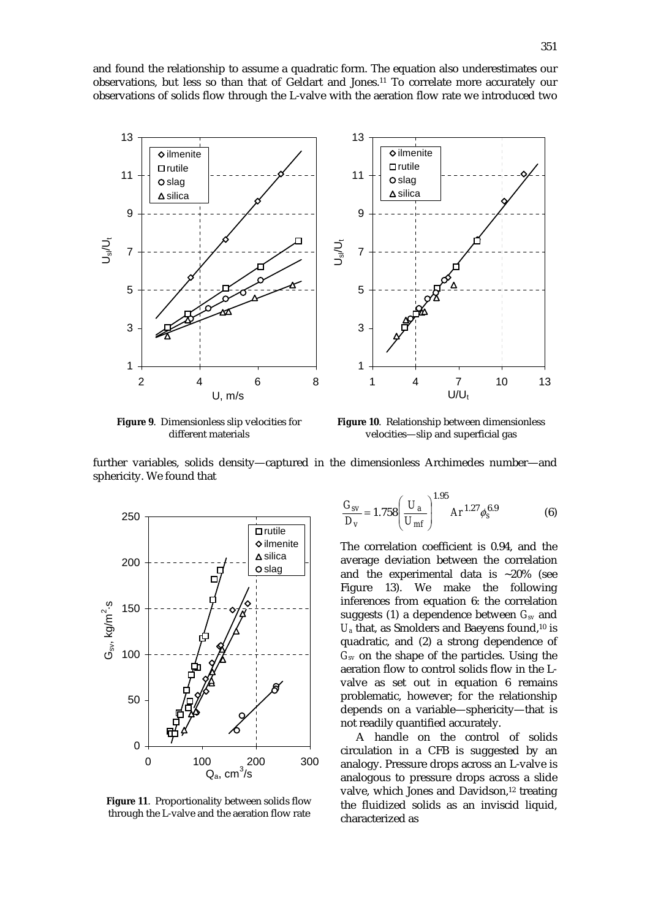and found the relationship to assume a quadratic form. The equation also underestimates our observations, but less so than that of Geldart and Jones.[11] To correlate more accurately our observations of solids flow through the L-valve with the aeration flow rate we introduced two further variables, solids density—captured in the dimensionless Archimedes number—and sphericity. We found that

**Figure 9**. Dimensionless slip velocities for different materials

**Figure 10**. Relationship between dimensionless velocities—slip and superficial gas

$$\frac{G_{sv}}{D_v} = 1.758\left(\frac{U_a}{U_{mf}}\right)^{1.95} Ar^{1.27}\phi_s^{6.9} \tag{6}$$

The correlation coefficient is 0.94, and the average deviation between the correlation and the experimental data is ~20% (see Figure 13). We make the following inferences from equation 6: the correlation suggests (1) a dependence between $G_{sv}$ and $U_a$ that, as Smolders and Baeyens found,[10] is quadratic, and (2) a strong dependence of $G_{sv}$ on the shape of the particles. Using the aeration flow to control solids flow in the L-valve as set out in equation 6 remains problematic, however; for the relationship depends on a variable—sphericity—that is not readily quantified accurately.

A handle on the control of solids circulation in a CFB is suggested by an analogy. Pressure drops across an L-valve is analogous to pressure drops across a slide valve, which Jones and Davidson,[12] treating the fluidized solids as an inviscid liquid, characterized as

**Figure 11**. Proportionality between solids flow through the L-valve and the aeration flow rate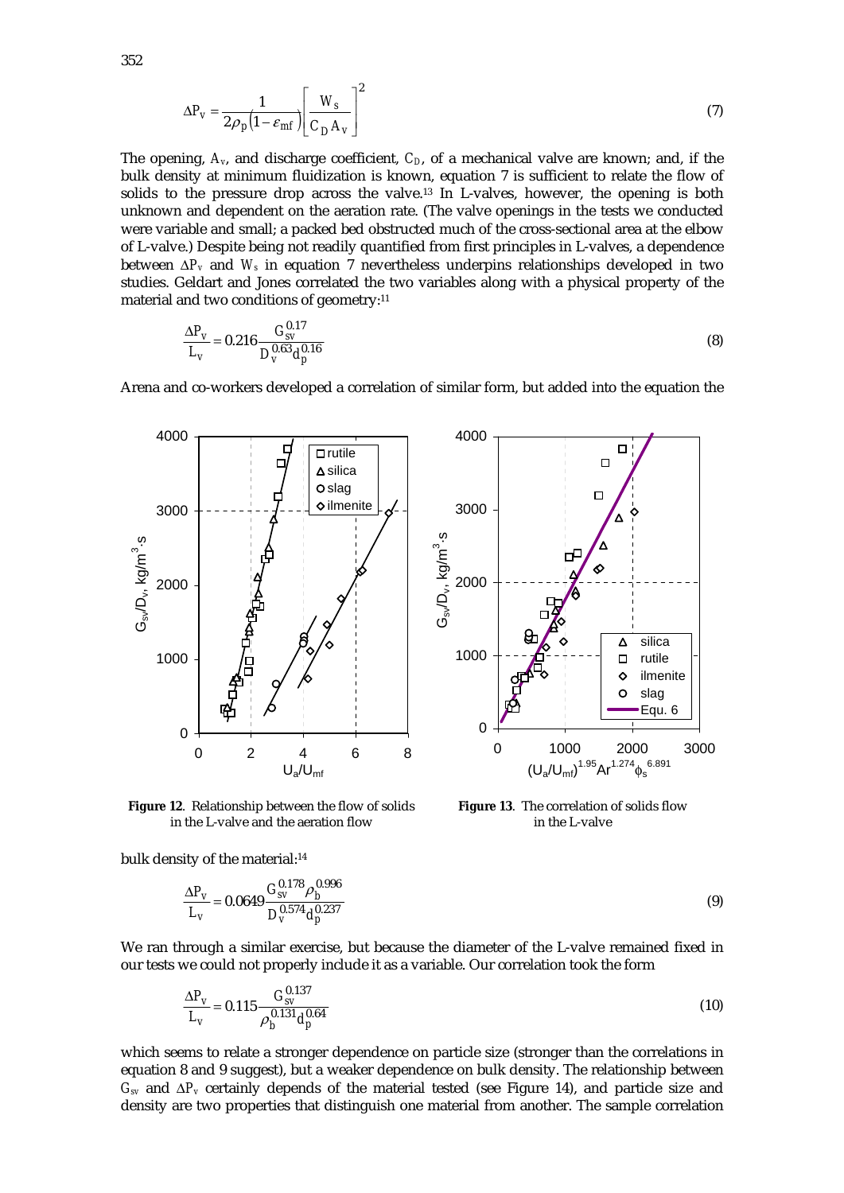$$\Delta P_v = \frac{1}{2\rho_p\left(1-\varepsilon_{mf}\right)}\left[\frac{W_s}{C_D A_v}\right]^2 \tag{7}$$

The opening, $A_v$, and discharge coefficient, $C_D$, of a mechanical valve are known; and, if the bulk density at minimum fluidization is known, equation 7 is sufficient to relate the flow of solids to the pressure drop across the valve.[13] In L-valves, however, the opening is both unknown and dependent on the aeration rate. (The valve openings in the tests we conducted were variable and small; a packed bed obstructed much of the cross-sectional area at the elbow of L-valve.) Despite being not readily quantified from first principles in L-valves, a dependence between $\Delta P_v$ and $W_s$ in equation 7 nevertheless underpins relationships developed in two studies. Geldart and Jones correlated the two variables along with a physical property of the material and two conditions of geometry:[11]

$$\frac{\Delta P_v}{L_v} = 0.216\frac{G_{sv}^{0.17}}{D_v^{0.63} d_p^{0.16}} \tag{8}$$

Arena and co-workers developed a correlation of similar form, but added into the equation the bulk density of the material:[14]

**Figure 12**. Relationship between the flow of solids in the L-valve and the aeration flow

**Figure 13**. The correlation of solids flow in the L-valve

$$\frac{\Delta P_v}{L_v} = 0.0649\frac{G_{sv}^{0.178}\rho_b^{0.996}}{D_v^{0.574} d_p^{0.237}} \tag{9}$$

We ran through a similar exercise, but because the diameter of the L-valve remained fixed in our tests we could not properly include it as a variable. Our correlation took the form

$$\frac{\Delta P_v}{L_v} = 0.115\frac{G_{sv}^{0.137}}{\rho_b^{0.131} d_p^{0.64}} \tag{10}$$

which seems to relate a stronger dependence on particle size (stronger than the correlations in equation 8 and 9 suggest), but a weaker dependence on bulk density. The relationship between $G_{sv}$ and $\Delta P_v$ certainly depends of the material tested (see Figure 14), and particle size and density are two properties that distinguish one material from another. The sample correlation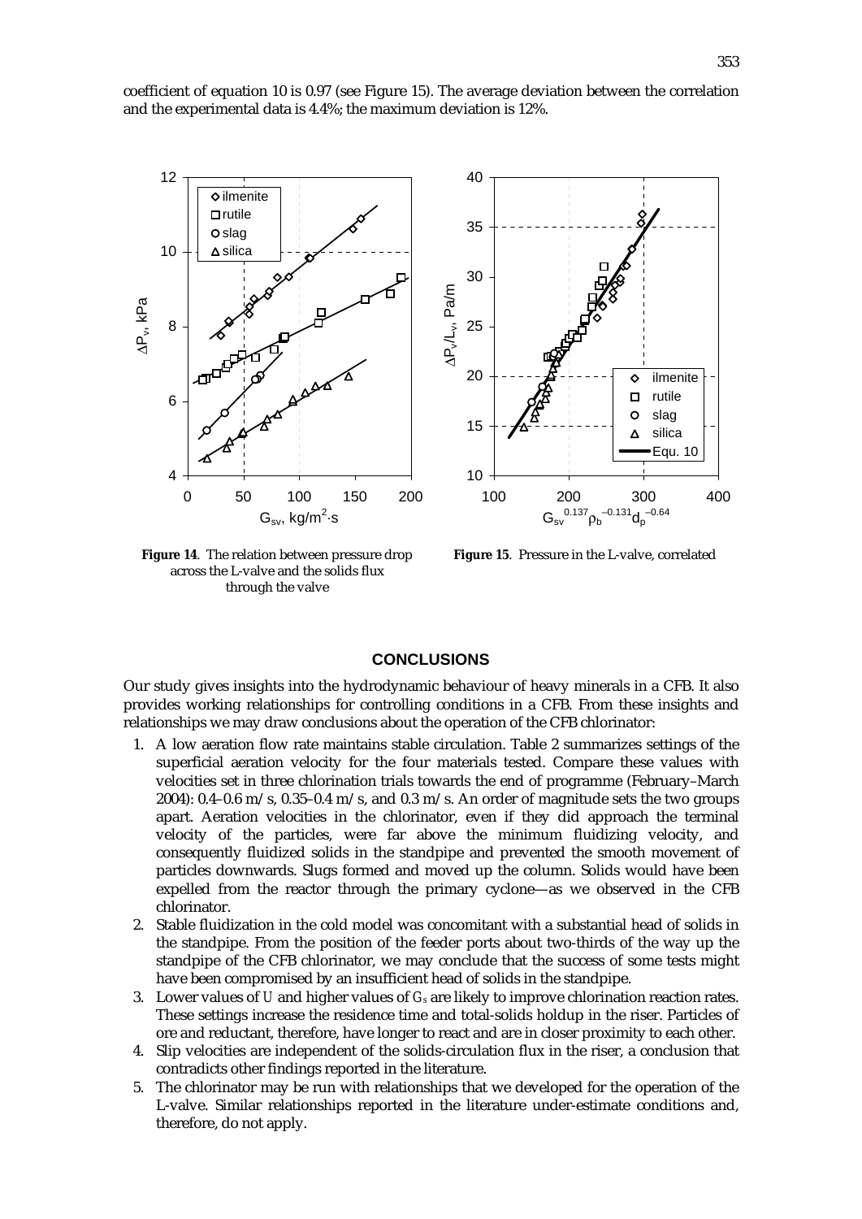coefficient of equation 10 is 0.97 (see Figure 15). The average deviation between the correlation and the experimental data is 4.4%; the maximum deviation is 12%.

**Figure 14**. The relation between pressure drop across the L-valve and the solids flux through the valve

**Figure 15**. Pressure in the L-valve, correlated

## CONCLUSIONS

Our study gives insights into the hydrodynamic behaviour of heavy minerals in a CFB. It also provides working relationships for controlling conditions in a CFB. From these insights and relationships we may draw conclusions about the operation of the CFB chlorinator:

1. A low aeration flow rate maintains stable circulation. Table 2 summarizes settings of the superficial aeration velocity for the four materials tested. Compare these values with velocities set in three chlorination trials towards the end of programme (February–March 2004): 0.4–0.6 m/s, 0.35–0.4 m/s, and 0.3 m/s. An order of magnitude sets the two groups apart. Aeration velocities in the chlorinator, even if they did approach the terminal velocity of the particles, were far above the minimum fluidizing velocity, and consequently fluidized solids in the standpipe and prevented the smooth movement of particles downwards. Slugs formed and moved up the column. Solids would have been expelled from the reactor through the primary cyclone—as we observed in the CFB chlorinator.
2. Stable fluidization in the cold model was concomitant with a substantial head of solids in the standpipe. From the position of the feeder ports about two-thirds of the way up the standpipe of the CFB chlorinator, we may conclude that the success of some tests might have been compromised by an insufficient head of solids in the standpipe.
3. Lower values of $U$ and higher values of $G_s$ are likely to improve chlorination reaction rates. These settings increase the residence time and total-solids holdup in the riser. Particles of ore and reductant, therefore, have longer to react and are in closer proximity to each other.
4. Slip velocities are independent of the solids-circulation flux in the riser, a conclusion that contradicts other findings reported in the literature.
5. The chlorinator may be run with relationships that we developed for the operation of the L-valve. Similar relationships reported in the literature under-estimate conditions and, therefore, do not apply.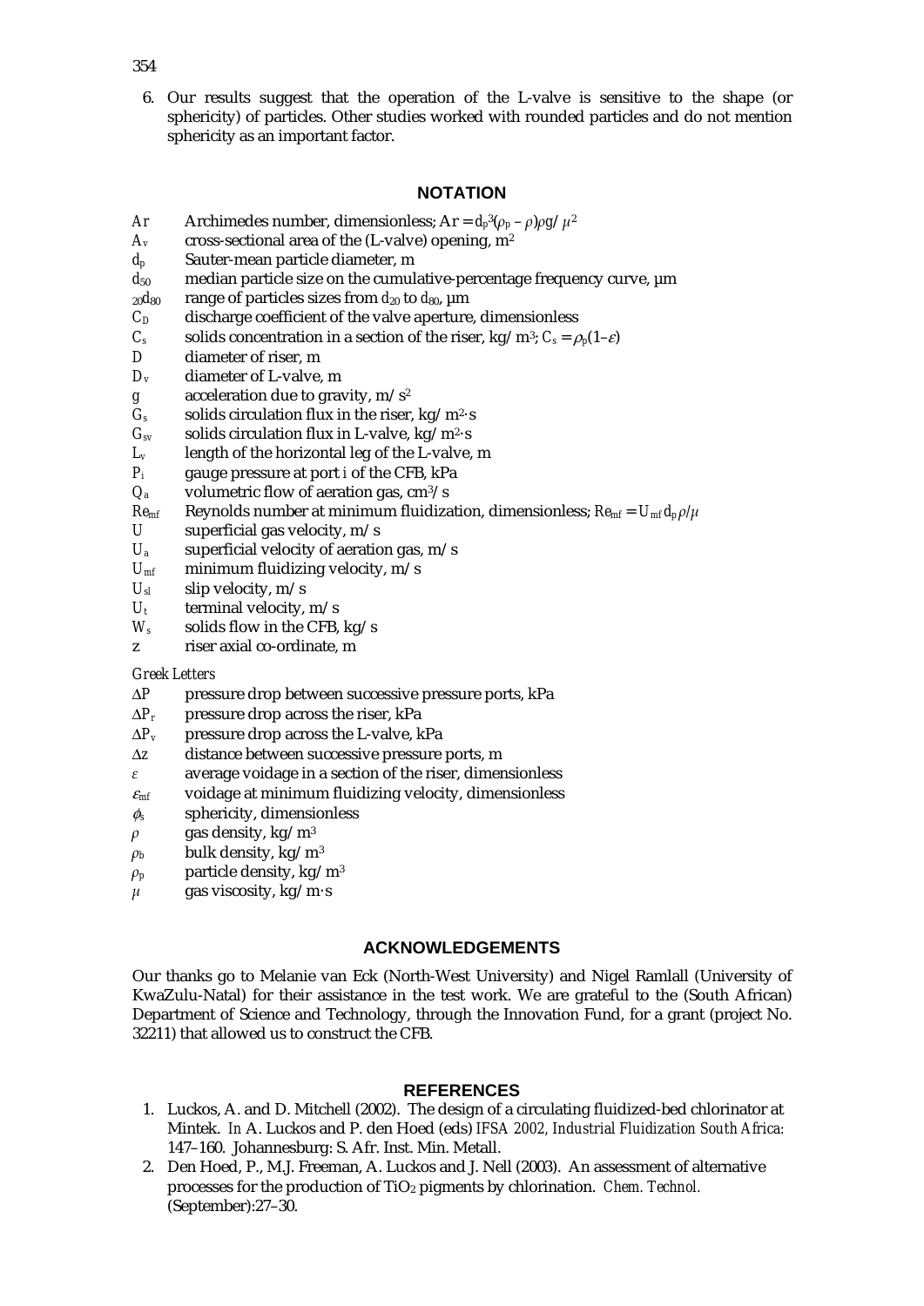6. Our results suggest that the operation of the L-valve is sensitive to the shape (or sphericity) of particles. Other studies worked with rounded particles and do not mention sphericity as an important factor.

## NOTATION

- $Ar$ Archimedes number, dimensionless; $Ar = d_p^3(\rho_p - \rho)\rho g / \mu^2$
- $A_v$ cross-sectional area of the (L-valve) opening, $m^2$
- $d_p$ Sauter-mean particle diameter, m
- $d_{50}$ median particle size on the cumulative-percentage frequency curve, µm
- $_{20}d_{80}$ range of particles sizes from $d_{20}$ to $d_{80}$, µm
- $C_D$ discharge coefficient of the valve aperture, dimensionless
- $C_s$ solids concentration in a section of the riser, kg/m$^3$; $C_s = \rho_p(1–\varepsilon)$
- $D$ diameter of riser, m
- $D_v$ diameter of L-valve, m
- $g$ acceleration due to gravity, m/s$^2$
- $G_s$ solids circulation flux in the riser, kg/m$^2$·s
- $G_{sv}$ solids circulation flux in L-valve, kg/m$^2$·s
- $L_v$ length of the horizontal leg of the L-valve, m
- $P_i$ gauge pressure at port $i$ of the CFB, kPa
- $Q_a$ volumetric flow of aeration gas, cm$^3$/s
- $Re_{mf}$ Reynolds number at minimum fluidization, dimensionless; $Re_{mf} = U_{mf} d_p \rho/\mu$
- $U$ superficial gas velocity, m/s
- $U_a$ superficial velocity of aeration gas, m/s
- $U_{mf}$ minimum fluidizing velocity, m/s
- $U_{sl}$ slip velocity, m/s
- $U_t$ terminal velocity, m/s
- $W_s$ solids flow in the CFB, kg/s
- $z$ riser axial co-ordinate, m

*Greek Letters*

- $\Delta P$ pressure drop between successive pressure ports, kPa
- $\Delta P_r$ pressure drop across the riser, kPa
- $\Delta P_v$ pressure drop across the L-valve, kPa
- $\Delta z$ distance between successive pressure ports, m
- $\varepsilon$ average voidage in a section of the riser, dimensionless
- $\varepsilon_{mf}$ voidage at minimum fluidizing velocity, dimensionless
- $\phi_s$ sphericity, dimensionless
- $\rho$ gas density, kg/m$^3$
- $\rho_b$ bulk density, kg/m$^3$
- $\rho_p$ particle density, kg/m$^3$
- $\mu$ gas viscosity, kg/m·s

## ACKNOWLEDGEMENTS

Our thanks go to Melanie van Eck (North-West University) and Nigel Ramlall (University of KwaZulu-Natal) for their assistance in the test work. We are grateful to the (South African) Department of Science and Technology, through the Innovation Fund, for a grant (project No. 32211) that allowed us to construct the CFB.

## REFERENCES

1. Luckos, A. and D. Mitchell (2002). The design of a circulating fluidized-bed chlorinator at Mintek. In A. Luckos and P. den Hoed (eds) *IFSA 2002, Industrial Fluidization South Africa:* 147–160. Johannesburg: S. Afr. Inst. Min. Metall.
2. Den Hoed, P., M.J. Freeman, A. Luckos and J. Nell (2003). An assessment of alternative processes for the production of $TiO_2$ pigments by chlorination. *Chem. Technol.* (September):27–30.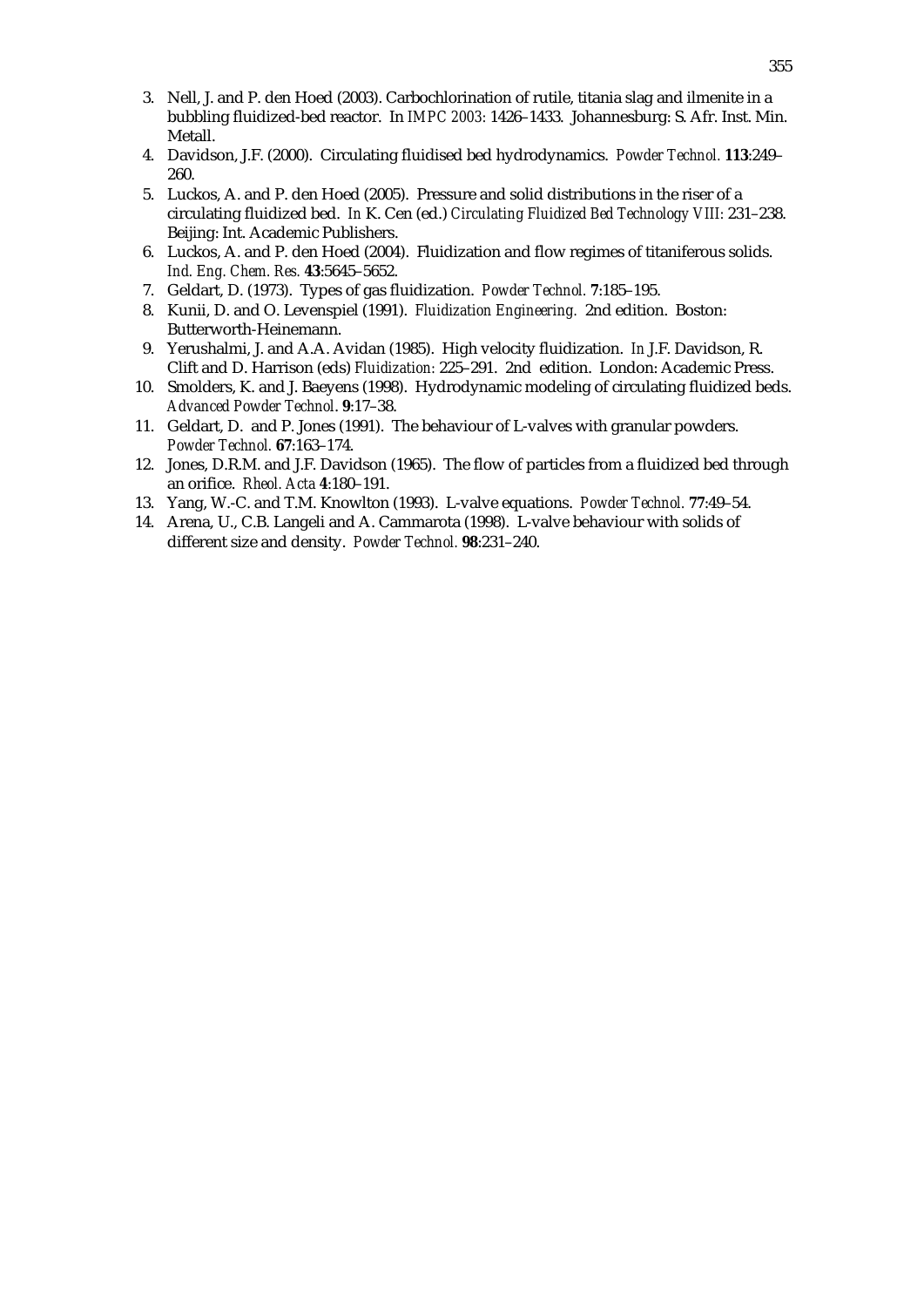3. Nell, J. and P. den Hoed (2003). Carbochlorination of rutile, titania slag and ilmenite in a bubbling fluidized-bed reactor. In *IMPC 2003:* 1426–1433. Johannesburg: S. Afr. Inst. Min. Metall.
4. Davidson, J.F. (2000). Circulating fluidised bed hydrodynamics. *Powder Technol.* **113**:249–260.
5. Luckos, A. and P. den Hoed (2005). Pressure and solid distributions in the riser of a circulating fluidized bed. *In* K. Cen (ed.) *Circulating Fluidized Bed Technology VIII:* 231–238. Beijing: Int. Academic Publishers.
6. Luckos, A. and P. den Hoed (2004). Fluidization and flow regimes of titaniferous solids. *Ind. Eng. Chem. Res.* **43**:5645–5652.
7. Geldart, D. (1973). Types of gas fluidization. *Powder Technol.* **7**:185–195.
8. Kunii, D. and O. Levenspiel (1991). *Fluidization Engineering.* 2nd edition. Boston: Butterworth-Heinemann.
9. Yerushalmi, J. and A.A. Avidan (1985). High velocity fluidization. *In* J.F. Davidson, R. Clift and D. Harrison (eds) *Fluidization:* 225–291. 2nd edition. London: Academic Press.
10. Smolders, K. and J. Baeyens (1998). Hydrodynamic modeling of circulating fluidized beds. *Advanced Powder Technol*. **9**:17–38.
11. Geldart, D. and P. Jones (1991). The behaviour of L-valves with granular powders. *Powder Technol.* **67**:163–174.
12. Jones, D.R.M. and J.F. Davidson (1965). The flow of particles from a fluidized bed through an orifice. *Rheol. Acta* **4**:180–191.
13. Yang, W.-C. and T.M. Knowlton (1993). L-valve equations. *Powder Technol.* **77**:49–54.
14. Arena, U., C.B. Langeli and A. Cammarota (1998). L-valve behaviour with solids of different size and density. *Powder Technol.* **98**:231–240.